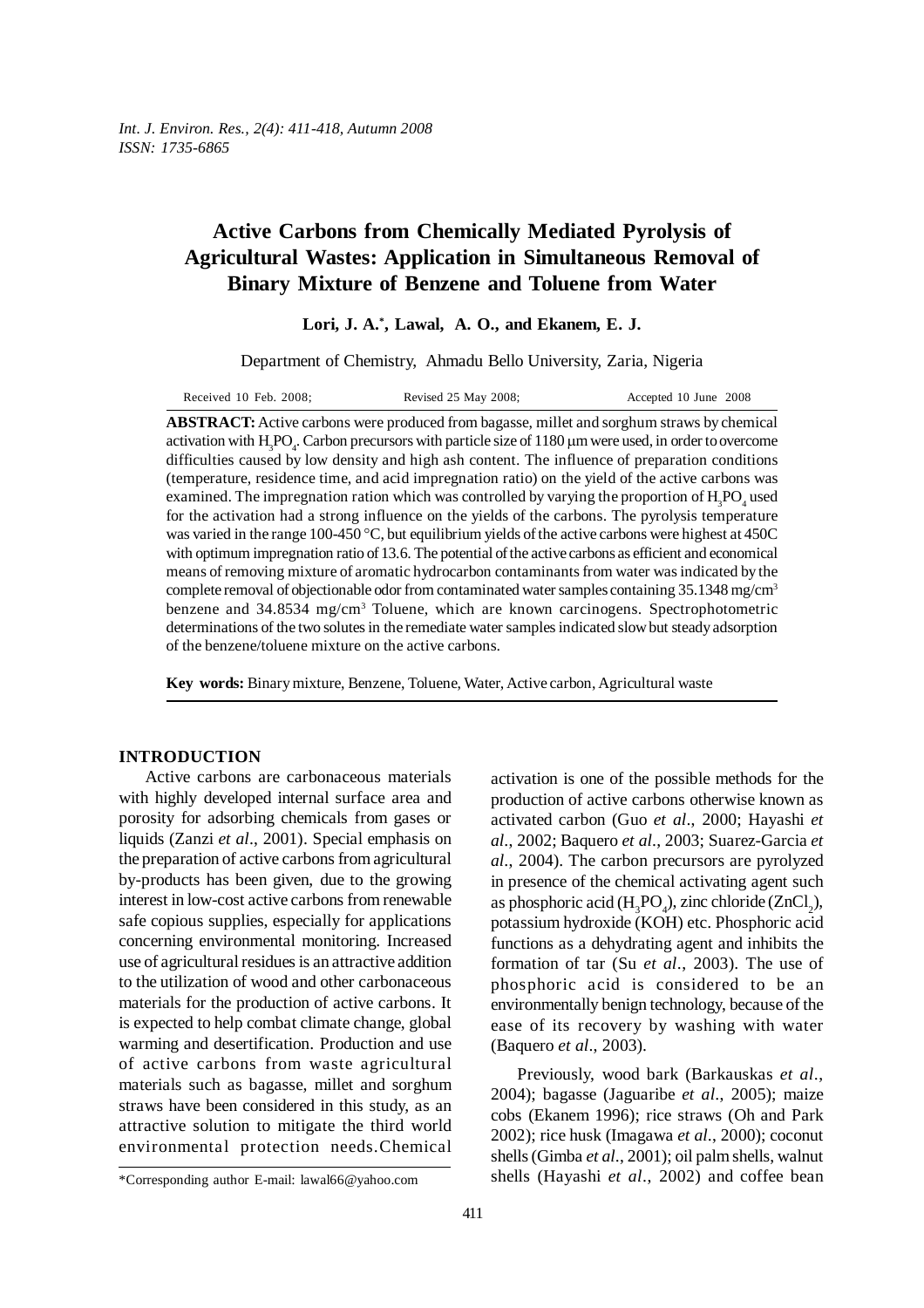# Active Carbons from Chemically Mediated Pyrolysis of Agricultural Wastes: Application in Simultaneous Removal of Binary Mixture of Benzene and Toluene from Water

**Lori, J. A.\*, Lawal, A. O., and Ekanem, E. J.**

Department of Chemistry, Ahmadu Bello University, Zaria, Nigeria

Received 10 Feb. 2008; Revised 25 May 2008; Accepted 10 June 2008

**ABSTRACT:** Active carbons were produced from bagasse, millet and sorghum straws by chemical activation with $H_3PO_4$. Carbon precursors with particle size of 1180 μm were used, in order to overcome difficulties caused by low density and high ash content. The influence of preparation conditions (temperature, residence time, and acid impregnation ratio) on the yield of the active carbons was examined. The impregnation ration which was controlled by varying the proportion of $H_3PO_4$ used for the activation had a strong influence on the yields of the carbons. The pyrolysis temperature was varied in the range 100-450 °C, but equilibrium yields of the active carbons were highest at 450C with optimum impregnation ratio of 13.6. The potential of the active carbons as efficient and economical means of removing mixture of aromatic hydrocarbon contaminants from water was indicated by the complete removal of objectionable odor from contaminated water samples containing 35.1348 mg/cm$^3$ benzene and 34.8534 mg/cm$^3$ Toluene, which are known carcinogens. Spectrophotometric determinations of the two solutes in the remediate water samples indicated slow but steady adsorption of the benzene/toluene mixture on the active carbons.

**Key words:** Binary mixture, Benzene, Toluene, Water, Active carbon, Agricultural waste

## INTRODUCTION

Active carbons are carbonaceous materials with highly developed internal surface area and porosity for adsorbing chemicals from gases or liquids (Zanzi *et al*., 2001). Special emphasis on the preparation of active carbons from agricultural by-products has been given, due to the growing interest in low-cost active carbons from renewable safe copious supplies, especially for applications concerning environmental monitoring. Increased use of agricultural residues is an attractive addition to the utilization of wood and other carbonaceous materials for the production of active carbons. It is expected to help combat climate change, global warming and desertification. Production and use of active carbons from waste agricultural materials such as bagasse, millet and sorghum straws have been considered in this study, as an attractive solution to mitigate the third world environmental protection needs. Chemical activation is one of the possible methods for the production of active carbons otherwise known as activated carbon (Guo *et al*., 2000; Hayashi *et al*., 2002; Baquero *et al*., 2003; Suarez-Garcia *et al*., 2004). The carbon precursors are pyrolyzed in presence of the chemical activating agent such as phosphoric acid ($H_3PO_4$), zinc chloride ($ZnCl_2$), potassium hydroxide (KOH) etc. Phosphoric acid functions as a dehydrating agent and inhibits the formation of tar (Su *et al*., 2003). The use of phosphoric acid is considered to be an environmentally benign technology, because of the ease of its recovery by washing with water (Baquero *et al*., 2003).

Previously, wood bark (Barkauskas *et al*., 2004); bagasse (Jaguaribe *et al*., 2005); maize cobs (Ekanem 1996); rice straws (Oh and Park 2002); rice husk (Imagawa *et al*., 2000); coconut shells (Gimba *et al*., 2001); oil palm shells, walnut shells (Hayashi *et al*., 2002) and coffee bean

\*Corresponding author E-mail: lawal66@yahoo.com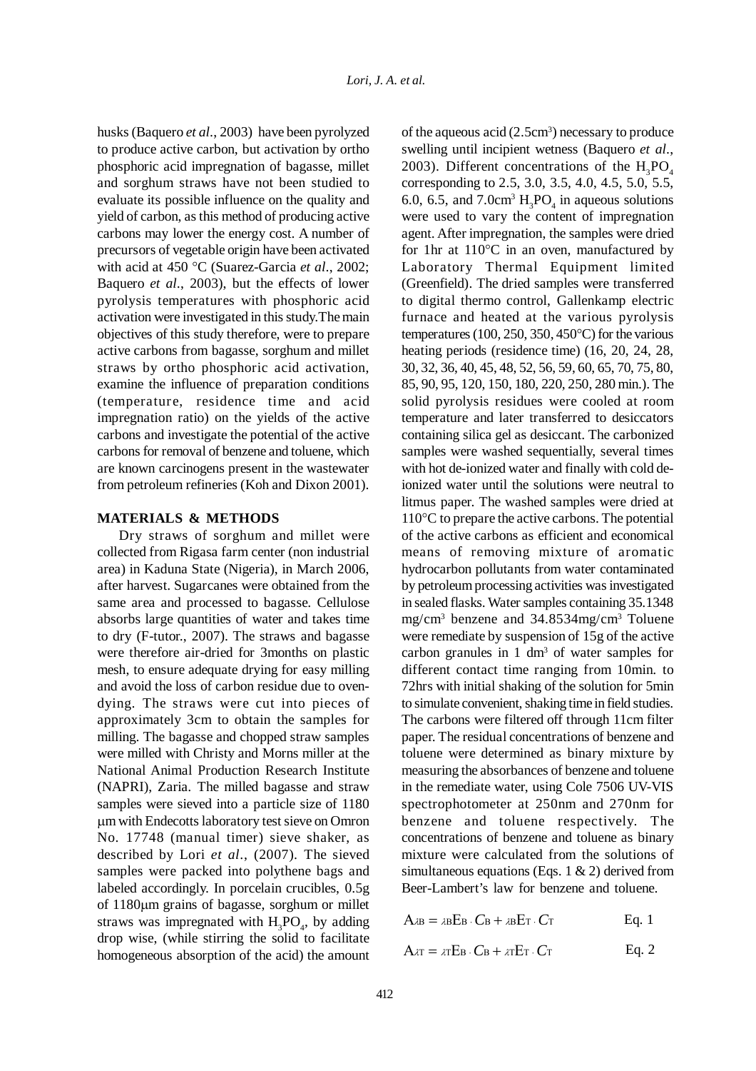husks (Baquero *et al*., 2003) have been pyrolyzed to produce active carbon, but activation by ortho phosphoric acid impregnation of bagasse, millet and sorghum straws have not been studied to evaluate its possible influence on the quality and yield of carbon, as this method of producing active carbons may lower the energy cost. A number of precursors of vegetable origin have been activated with acid at 450 °C (Suarez-Garcia *et al*., 2002; Baquero *et al*., 2003), but the effects of lower pyrolysis temperatures with phosphoric acid activation were investigated in this study.The main objectives of this study therefore, were to prepare active carbons from bagasse, sorghum and millet straws by ortho phosphoric acid activation, examine the influence of preparation conditions (temperature, residence time and acid impregnation ratio) on the yields of the active carbons and investigate the potential of the active carbons for removal of benzene and toluene, which are known carcinogens present in the wastewater from petroleum refineries (Koh and Dixon 2001).

## MATERIALS & METHODS

Dry straws of sorghum and millet were collected from Rigasa farm center (non industrial area) in Kaduna State (Nigeria), in March 2006, after harvest. Sugarcanes were obtained from the same area and processed to bagasse. Cellulose absorbs large quantities of water and takes time to dry (F-tutor., 2007). The straws and bagasse were therefore air-dried for 3months on plastic mesh, to ensure adequate drying for easy milling and avoid the loss of carbon residue due to oven-dying. The straws were cut into pieces of approximately 3cm to obtain the samples for milling. The bagasse and chopped straw samples were milled with Christy and Morns miller at the National Animal Production Research Institute (NAPRI), Zaria. The milled bagasse and straw samples were sieved into a particle size of 1180 μm with Endecotts laboratory test sieve on Omron No. 17748 (manual timer) sieve shaker, as described by Lori *et al*., (2007). The sieved samples were packed into polythene bags and labeled accordingly. In porcelain crucibles, 0.5g of 1180μm grains of bagasse, sorghum or millet straws was impregnated with $H_3PO_4$, by adding drop wise, (while stirring the solid to facilitate homogeneous absorption of the acid) the amount of the aqueous acid (2.5cm$^3$) necessary to produce swelling until incipient wetness (Baquero *et al*., 2003). Different concentrations of the $H_3PO_4$ corresponding to 2.5, 3.0, 3.5, 4.0, 4.5, 5.0, 5.5, 6.0, 6.5, and 7.0cm$^3$ $H_3PO_4$ in aqueous solutions were used to vary the content of impregnation agent. After impregnation, the samples were dried for 1hr at 110°C in an oven, manufactured by Laboratory Thermal Equipment limited (Greenfield). The dried samples were transferred to digital thermo control, Gallenkamp electric furnace and heated at the various pyrolysis temperatures (100, 250, 350, 450°C) for the various heating periods (residence time) (16, 20, 24, 28, 30, 32, 36, 40, 45, 48, 52, 56, 59, 60, 65, 70, 75, 80, 85, 90, 95, 120, 150, 180, 220, 250, 280 min.). The solid pyrolysis residues were cooled at room temperature and later transferred to desiccators containing silica gel as desiccant. The carbonized samples were washed sequentially, several times with hot de-ionized water and finally with cold de-ionized water until the solutions were neutral to litmus paper. The washed samples were dried at 110°C to prepare the active carbons. The potential of the active carbons as efficient and economical means of removing mixture of aromatic hydrocarbon pollutants from water contaminated by petroleum processing activities was investigated in sealed flasks. Water samples containing 35.1348 mg/cm$^3$ benzene and 34.8534mg/cm$^3$ Toluene were remediate by suspension of 15g of the active carbon granules in 1 dm$^3$ of water samples for different contact time ranging from 10min. to 72hrs with initial shaking of the solution for 5min to simulate convenient, shaking time in field studies. The carbons were filtered off through 11cm filter paper. The residual concentrations of benzene and toluene were determined as binary mixture by measuring the absorbances of benzene and toluene in the remediate water, using Cole 7506 UV-VIS spectrophotometer at 250nm and 270nm for benzene and toluene respectively. The concentrations of benzene and toluene as binary mixture were calculated from the solutions of simultaneous equations (Eqs. 1 & 2) derived from Beer-Lambert's law for benzene and toluene.

$$A_{\lambda B} = {}_{\lambda B}E_B \cdot C_B + {}_{\lambda B}E_T \cdot C_T \qquad \text{Eq. 1}$$

$$A_{\lambda T} = {}_{\lambda T}E_B \cdot C_B + {}_{\lambda T}E_T \cdot C_T \qquad \text{Eq. 2}$$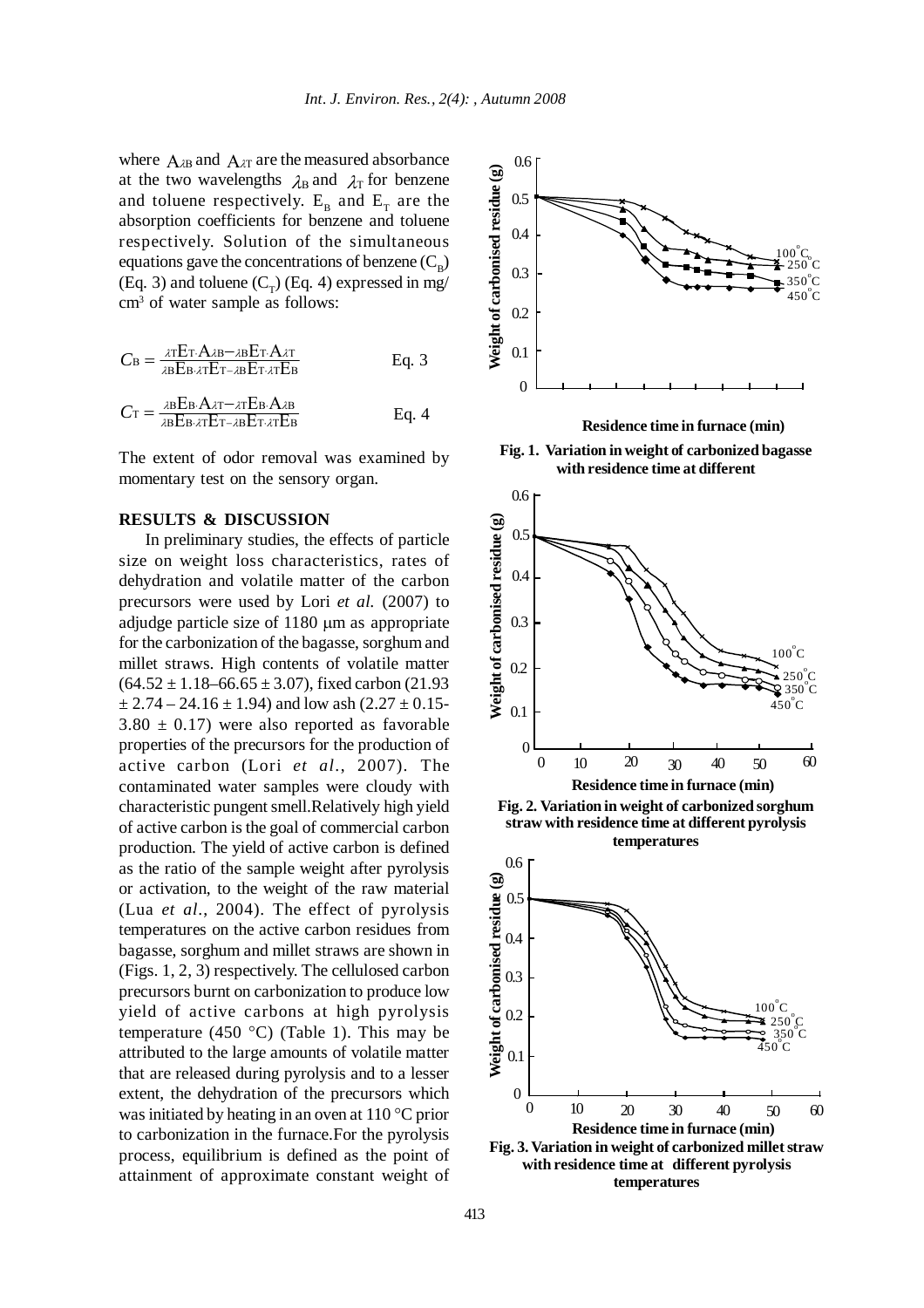where $A_{\lambda B}$ and $A_{\lambda T}$ are the measured absorbance at the two wavelengths $\lambda_B$ and $\lambda_T$ for benzene and toluene respectively. $E_B$ and $E_T$ are the absorption coefficients for benzene and toluene respectively. Solution of the simultaneous equations gave the concentrations of benzene ($C_B$) (Eq. 3) and toluene ($C_T$) (Eq. 4) expressed in mg/cm$^3$ of water sample as follows:

$$C_B = \frac{{}_{\lambda T}E_T \cdot A_{\lambda B} - {}_{\lambda B}E_T \cdot A_{\lambda T}}{{}_{\lambda B}E_B \cdot {}_{\lambda T}E_T - {}_{\lambda B}E_T \cdot {}_{\lambda T}E_B} \qquad \text{Eq. 3}$$

$$C_T = \frac{{}_{\lambda B}E_B \cdot A_{\lambda T} - {}_{\lambda T}E_B \cdot A_{\lambda B}}{{}_{\lambda B}E_B \cdot {}_{\lambda T}E_T - {}_{\lambda B}E_T \cdot {}_{\lambda T}E_B} \qquad \text{Eq. 4}$$

The extent of odor removal was examined by momentary test on the sensory organ.

## RESULTS & DISCUSSION

In preliminary studies, the effects of particle size on weight loss characteristics, rates of dehydration and volatile matter of the carbon precursors were used by Lori *et al.* (2007) to adjudge particle size of 1180 μm as appropriate for the carbonization of the bagasse, sorghum and millet straws. High contents of volatile matter (64.52 ± 1.18–66.65 ± 3.07), fixed carbon (21.93 ± 2.74 – 24.16 ± 1.94) and low ash (2.27 ± 0.15-3.80 ± 0.17) were also reported as favorable properties of the precursors for the production of active carbon (Lori *et al.*, 2007). The contaminated water samples were cloudy with characteristic pungent smell.Relatively high yield of active carbon is the goal of commercial carbon production. The yield of active carbon is defined as the ratio of the sample weight after pyrolysis or activation, to the weight of the raw material (Lua *et al.*, 2004). The effect of pyrolysis temperatures on the active carbon residues from bagasse, sorghum and millet straws are shown in (Figs. 1, 2, 3) respectively. The cellulosed carbon precursors burnt on carbonization to produce low yield of active carbons at high pyrolysis temperature (450 °C) (Table 1). This may be attributed to the large amounts of volatile matter that are released during pyrolysis and to a lesser extent, the dehydration of the precursors which was initiated by heating in an oven at 110 °C prior to carbonization in the furnace.For the pyrolysis process, equilibrium is defined as the point of attainment of approximate constant weight of

**Fig. 1. Variation in weight of carbonized bagasse with residence time at different**

**Fig. 2. Variation in weight of carbonized sorghum straw with residence time at different pyrolysis temperatures**

**Fig. 3. Variation in weight of carbonized millet straw with residence time at different pyrolysis temperatures**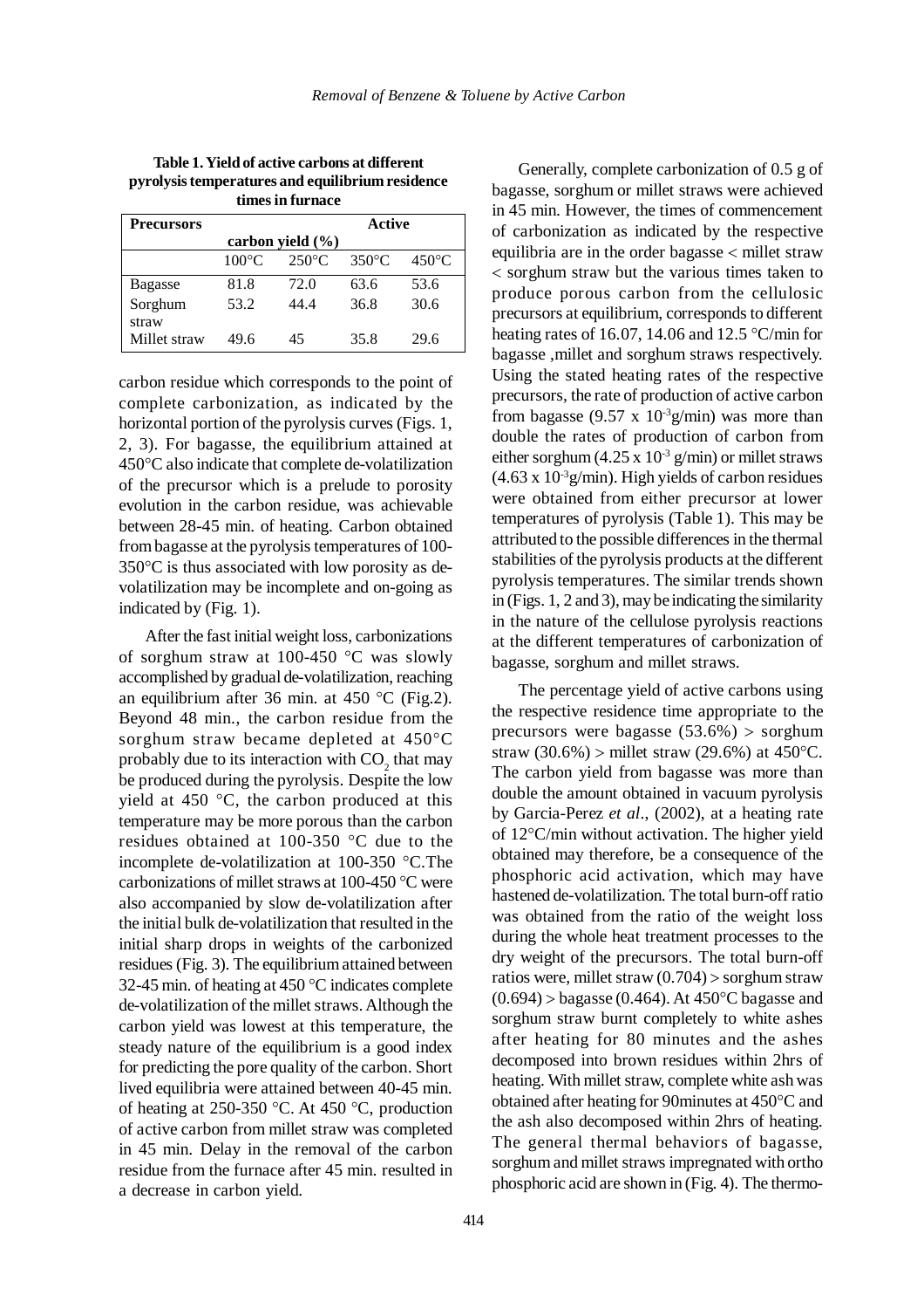**Table 1. Yield of active carbons at different pyrolysis temperatures and equilibrium residence times in furnace**

| Precursors | Active carbon yield (%) | | | |
|---|---|---|---|---|
| | 100°C | 250°C | 350°C | 450°C |
| Bagasse | 81.8 | 72.0 | 63.6 | 53.6 |
| Sorghum straw | 53.2 | 44.4 | 36.8 | 30.6 |
| Millet straw | 49.6 | 45 | 35.8 | 29.6 |

carbon residue which corresponds to the point of complete carbonization, as indicated by the horizontal portion of the pyrolysis curves (Figs. 1, 2, 3). For bagasse, the equilibrium attained at 450°C also indicate that complete de-volatilization of the precursor which is a prelude to porosity evolution in the carbon residue, was achievable between 28-45 min. of heating. Carbon obtained from bagasse at the pyrolysis temperatures of 100-350°C is thus associated with low porosity as de-volatilization may be incomplete and on-going as indicated by (Fig. 1).

After the fast initial weight loss, carbonizations of sorghum straw at 100-450 °C was slowly accomplished by gradual de-volatilization, reaching an equilibrium after 36 min. at 450 °C (Fig.2). Beyond 48 min., the carbon residue from the sorghum straw became depleted at 450°C probably due to its interaction with $CO_2$ that may be produced during the pyrolysis. Despite the low yield at 450 °C, the carbon produced at this temperature may be more porous than the carbon residues obtained at 100-350 °C due to the incomplete de-volatilization at 100-350 °C.The carbonizations of millet straws at 100-450 °C were also accompanied by slow de-volatilization after the initial bulk de-volatilization that resulted in the initial sharp drops in weights of the carbonized residues (Fig. 3). The equilibrium attained between 32-45 min. of heating at 450 °C indicates complete de-volatilization of the millet straws. Although the carbon yield was lowest at this temperature, the steady nature of the equilibrium is a good index for predicting the pore quality of the carbon. Short lived equilibria were attained between 40-45 min. of heating at 250-350 °C. At 450 °C, production of active carbon from millet straw was completed in 45 min. Delay in the removal of the carbon residue from the furnace after 45 min. resulted in a decrease in carbon yield.

Generally, complete carbonization of 0.5 g of bagasse, sorghum or millet straws were achieved in 45 min. However, the times of commencement of carbonization as indicated by the respective equilibria are in the order bagasse < millet straw < sorghum straw but the various times taken to produce porous carbon from the cellulosic precursors at equilibrium, corresponds to different heating rates of 16.07, 14.06 and 12.5 °C/min for bagasse ,millet and sorghum straws respectively. Using the stated heating rates of the respective precursors, the rate of production of active carbon from bagasse ($9.57 \times 10^{-3}$g/min) was more than double the rates of production of carbon from either sorghum ($4.25 \times 10^{-3}$ g/min) or millet straws ($4.63 \times 10^{-3}$g/min). High yields of carbon residues were obtained from either precursor at lower temperatures of pyrolysis (Table 1). This may be attributed to the possible differences in the thermal stabilities of the pyrolysis products at the different pyrolysis temperatures. The similar trends shown in (Figs. 1, 2 and 3), may be indicating the similarity in the nature of the cellulose pyrolysis reactions at the different temperatures of carbonization of bagasse, sorghum and millet straws.

The percentage yield of active carbons using the respective residence time appropriate to the precursors were bagasse (53.6%) > sorghum straw (30.6%) > millet straw (29.6%) at 450°C. The carbon yield from bagasse was more than double the amount obtained in vacuum pyrolysis by Garcia-Perez *et al*., (2002), at a heating rate of 12°C/min without activation. The higher yield obtained may therefore, be a consequence of the phosphoric acid activation, which may have hastened de-volatilization. The total burn-off ratio was obtained from the ratio of the weight loss during the whole heat treatment processes to the dry weight of the precursors. The total burn-off ratios were, millet straw (0.704) > sorghum straw (0.694) > bagasse (0.464). At 450°C bagasse and sorghum straw burnt completely to white ashes after heating for 80 minutes and the ashes decomposed into brown residues within 2hrs of heating. With millet straw, complete white ash was obtained after heating for 90minutes at 450°C and the ash also decomposed within 2hrs of heating. The general thermal behaviors of bagasse, sorghum and millet straws impregnated with ortho phosphoric acid are shown in (Fig. 4). The thermo-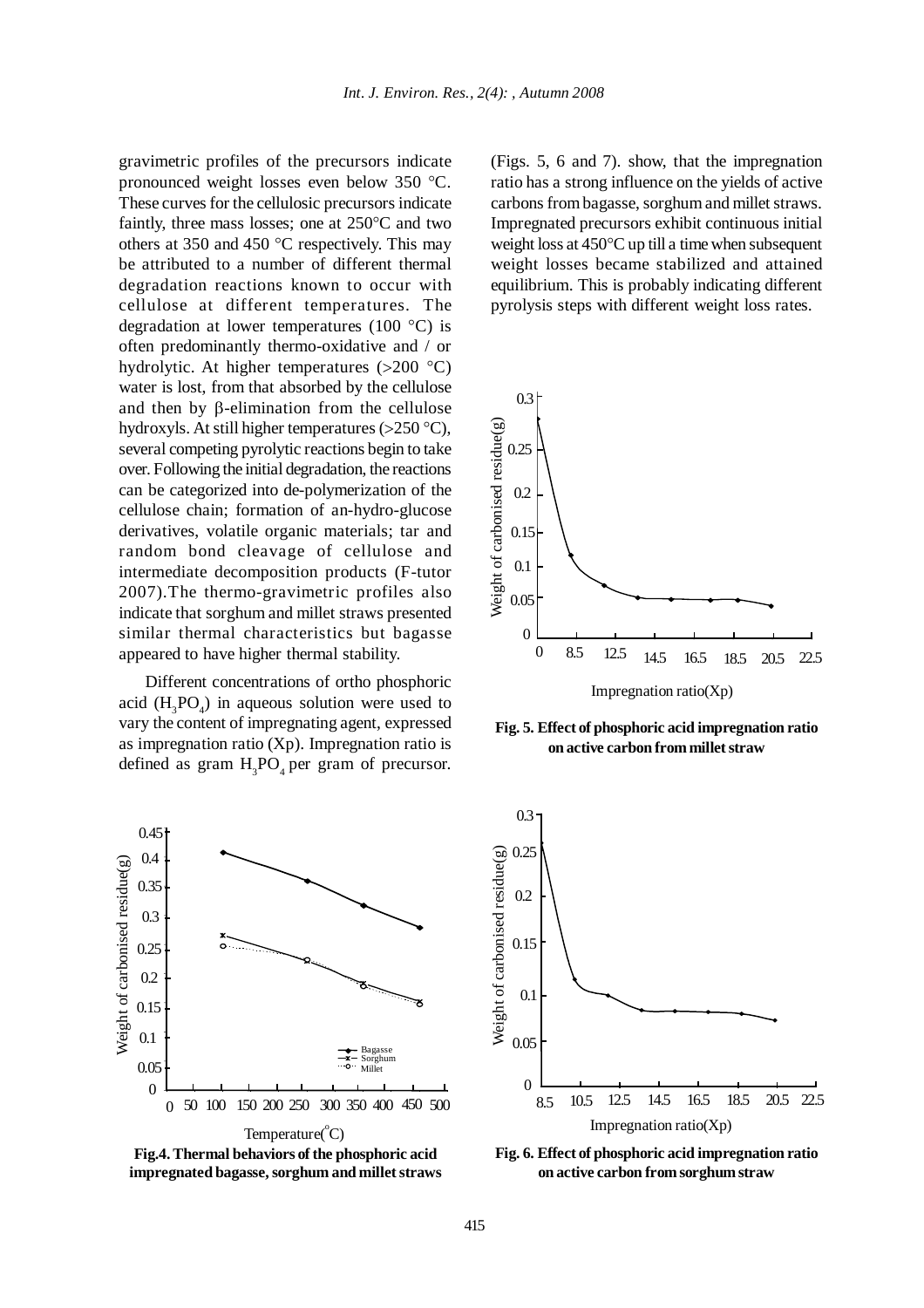gravimetric profiles of the precursors indicate pronounced weight losses even below 350 °C. These curves for the cellulosic precursors indicate faintly, three mass losses; one at 250°C and two others at 350 and 450 °C respectively. This may be attributed to a number of different thermal degradation reactions known to occur with cellulose at different temperatures. The degradation at lower temperatures (100 °C) is often predominantly thermo-oxidative and / or hydrolytic. At higher temperatures (>200 °C) water is lost, from that absorbed by the cellulose and then by β-elimination from the cellulose hydroxyls. At still higher temperatures (>250 °C), several competing pyrolytic reactions begin to take over. Following the initial degradation, the reactions can be categorized into de-polymerization of the cellulose chain; formation of an-hydro-glucose derivatives, volatile organic materials; tar and random bond cleavage of cellulose and intermediate decomposition products (F-tutor 2007).The thermo-gravimetric profiles also indicate that sorghum and millet straws presented similar thermal characteristics but bagasse appeared to have higher thermal stability.

Different concentrations of ortho phosphoric acid ($H_3PO_4$) in aqueous solution were used to vary the content of impregnating agent, expressed as impregnation ratio (Xp). Impregnation ratio is defined as gram $H_3PO_4$ per gram of precursor. (Figs. 5, 6 and 7). show, that the impregnation ratio has a strong influence on the yields of active carbons from bagasse, sorghum and millet straws. Impregnated precursors exhibit continuous initial weight loss at 450°C up till a time when subsequent weight losses became stabilized and attained equilibrium. This is probably indicating different pyrolysis steps with different weight loss rates.

**Fig.4. Thermal behaviors of the phosphoric acid impregnated bagasse, sorghum and millet straws**

**Fig. 5. Effect of phosphoric acid impregnation ratio on active carbon from millet straw**

**Fig. 6. Effect of phosphoric acid impregnation ratio on active carbon from sorghum straw**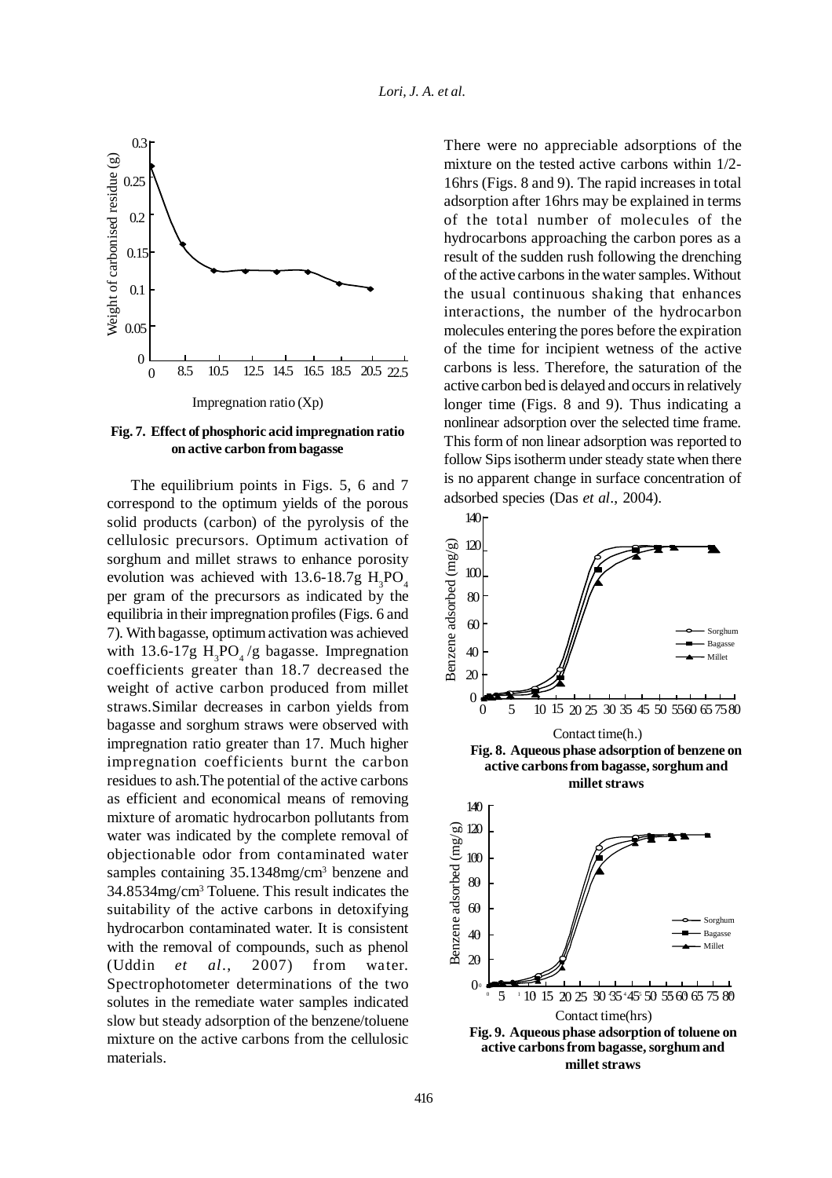**Fig. 7. Effect of phosphoric acid impregnation ratio on active carbon from bagasse**

The equilibrium points in Figs. 5, 6 and 7 correspond to the optimum yields of the porous solid products (carbon) of the pyrolysis of the cellulosic precursors. Optimum activation of sorghum and millet straws to enhance porosity evolution was achieved with 13.6-18.7g $H_3PO_4$ per gram of the precursors as indicated by the equilibria in their impregnation profiles (Figs. 6 and 7). With bagasse, optimum activation was achieved with 13.6-17g $H_3PO_4$/g bagasse. Impregnation coefficients greater than 18.7 decreased the weight of active carbon produced from millet straws. Similar decreases in carbon yields from bagasse and sorghum straws were observed with impregnation ratio greater than 17. Much higher impregnation coefficients burnt the carbon residues to ash. The potential of the active carbons as efficient and economical means of removing mixture of aromatic hydrocarbon pollutants from water was indicated by the complete removal of objectionable odor from contaminated water samples containing 35.1348mg/cm$^3$ benzene and 34.8534mg/cm$^3$ Toluene. This result indicates the suitability of the active carbons in detoxifying hydrocarbon contaminated water. It is consistent with the removal of compounds, such as phenol (Uddin *et al.*, 2007) from water. Spectrophotometer determinations of the two solutes in the remediate water samples indicated slow but steady adsorption of the benzene/toluene mixture on the active carbons from the cellulosic materials.

There were no appreciable adsorptions of the mixture on the tested active carbons within 1/2-16hrs (Figs. 8 and 9). The rapid increases in total adsorption after 16hrs may be explained in terms of the total number of molecules of the hydrocarbons approaching the carbon pores as a result of the sudden rush following the drenching of the active carbons in the water samples. Without the usual continuous shaking that enhances interactions, the number of the hydrocarbon molecules entering the pores before the expiration of the time for incipient wetness of the active carbons is less. Therefore, the saturation of the active carbon bed is delayed and occurs in relatively longer time (Figs. 8 and 9). Thus indicating a nonlinear adsorption over the selected time frame. This form of non linear adsorption was reported to follow Sips isotherm under steady state when there is no apparent change in surface concentration of adsorbed species (Das *et al*., 2004).

**Fig. 8. Aqueous phase adsorption of benzene on active carbons from bagasse, sorghum and millet straws**

**Fig. 9. Aqueous phase adsorption of toluene on active carbons from bagasse, sorghum and millet straws**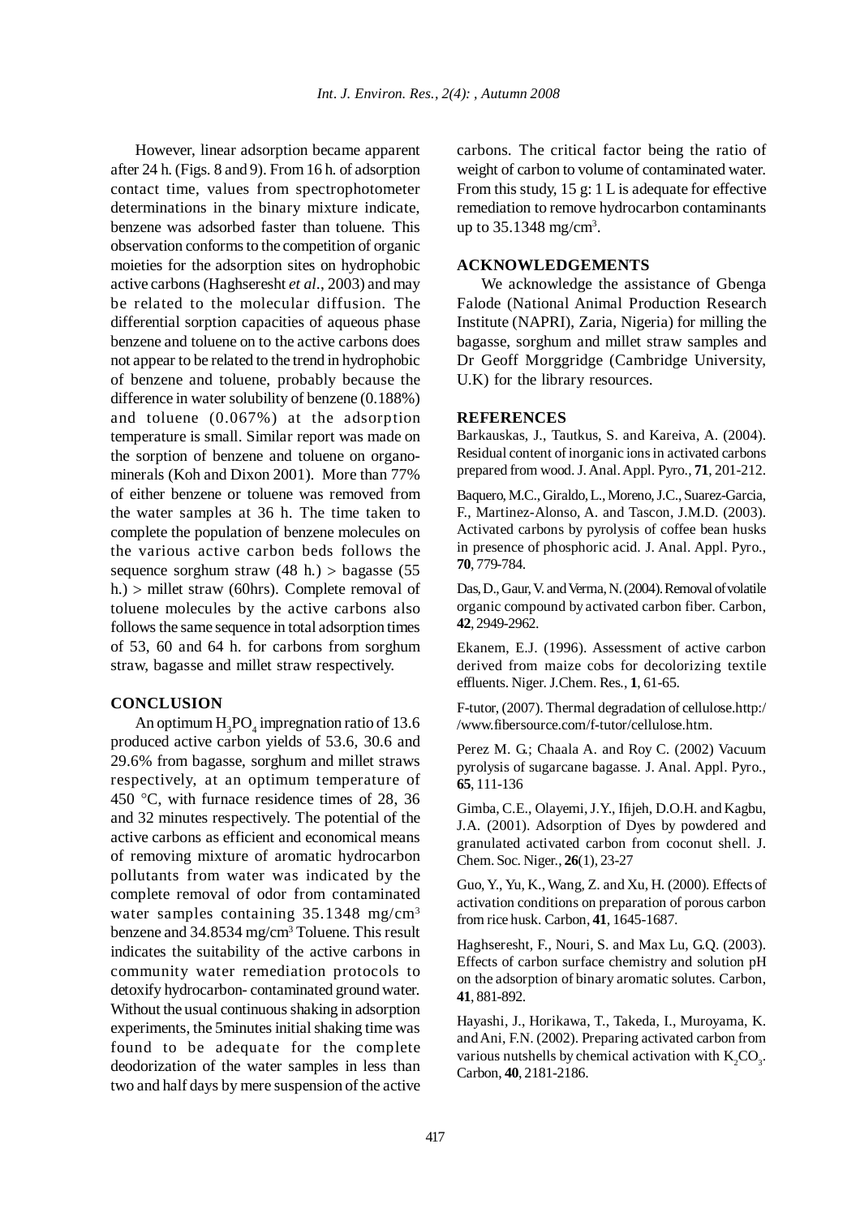However, linear adsorption became apparent after 24 h. (Figs. 8 and 9). From 16 h. of adsorption contact time, values from spectrophotometer determinations in the binary mixture indicate, benzene was adsorbed faster than toluene. This observation conforms to the competition of organic moieties for the adsorption sites on hydrophobic active carbons (Haghseresht *et al*., 2003) and may be related to the molecular diffusion. The differential sorption capacities of aqueous phase benzene and toluene on to the active carbons does not appear to be related to the trend in hydrophobic of benzene and toluene, probably because the difference in water solubility of benzene (0.188%) and toluene (0.067%) at the adsorption temperature is small. Similar report was made on the sorption of benzene and toluene on organo-minerals (Koh and Dixon 2001). More than 77% of either benzene or toluene was removed from the water samples at 36 h. The time taken to complete the population of benzene molecules on the various active carbon beds follows the sequence sorghum straw (48 h.) > bagasse (55 h.) > millet straw (60hrs). Complete removal of toluene molecules by the active carbons also follows the same sequence in total adsorption times of 53, 60 and 64 h. for carbons from sorghum straw, bagasse and millet straw respectively.

## CONCLUSION

An optimum $H_3PO_4$ impregnation ratio of 13.6 produced active carbon yields of 53.6, 30.6 and 29.6% from bagasse, sorghum and millet straws respectively, at an optimum temperature of 450 °C, with furnace residence times of 28, 36 and 32 minutes respectively. The potential of the active carbons as efficient and economical means of removing mixture of aromatic hydrocarbon pollutants from water was indicated by the complete removal of odor from contaminated water samples containing 35.1348 mg/cm$^3$ benzene and 34.8534 mg/cm$^3$ Toluene. This result indicates the suitability of the active carbons in community water remediation protocols to detoxify hydrocarbon- contaminated ground water. Without the usual continuous shaking in adsorption experiments, the 5minutes initial shaking time was found to be adequate for the complete deodorization of the water samples in less than two and half days by mere suspension of the active carbons. The critical factor being the ratio of weight of carbon to volume of contaminated water. From this study, 15 g: 1 L is adequate for effective remediation to remove hydrocarbon contaminants up to 35.1348 mg/cm$^3$.

## ACKNOWLEDGEMENTS

We acknowledge the assistance of Gbenga Falode (National Animal Production Research Institute (NAPRI), Zaria, Nigeria) for milling the bagasse, sorghum and millet straw samples and Dr Geoff Morggridge (Cambridge University, U.K) for the library resources.

## REFERENCES

Barkauskas, J., Tautkus, S. and Kareiva, A. (2004). Residual content of inorganic ions in activated carbons prepared from wood. J. Anal. Appl. Pyro., **71**, 201-212.

Baquero, M.C., Giraldo, L., Moreno, J.C., Suarez-Garcia, F., Martinez-Alonso, A. and Tascon, J.M.D. (2003). Activated carbons by pyrolysis of coffee bean husks in presence of phosphoric acid. J. Anal. Appl. Pyro., **70**, 779-784.

Das, D., Gaur, V. and Verma, N. (2004). Removal of volatile organic compound by activated carbon fiber. Carbon, **42**, 2949-2962.

Ekanem, E.J. (1996). Assessment of active carbon derived from maize cobs for decolorizing textile effluents. Niger. J.Chem. Res., **1**, 61-65.

F-tutor, (2007). Thermal degradation of cellulose.http://www.fibersource.com/f-tutor/cellulose.htm.

Perez M. G.; Chaala A. and Roy C. (2002) Vacuum pyrolysis of sugarcane bagasse. J. Anal. Appl. Pyro., **65**, 111-136

Gimba, C.E., Olayemi, J.Y., Ifijeh, D.O.H. and Kagbu, J.A. (2001). Adsorption of Dyes by powdered and granulated activated carbon from coconut shell. J. Chem. Soc. Niger., **26**(1), 23-27

Guo, Y., Yu, K., Wang, Z. and Xu, H. (2000). Effects of activation conditions on preparation of porous carbon from rice husk. Carbon, **41**, 1645-1687.

Haghseresht, F., Nouri, S. and Max Lu, G.Q. (2003). Effects of carbon surface chemistry and solution pH on the adsorption of binary aromatic solutes. Carbon, **41**, 881-892.

Hayashi, J., Horikawa, T., Takeda, I., Muroyama, K. and Ani, F.N. (2002). Preparing activated carbon from various nutshells by chemical activation with $K_2CO_3$. Carbon, **40**, 2181-2186.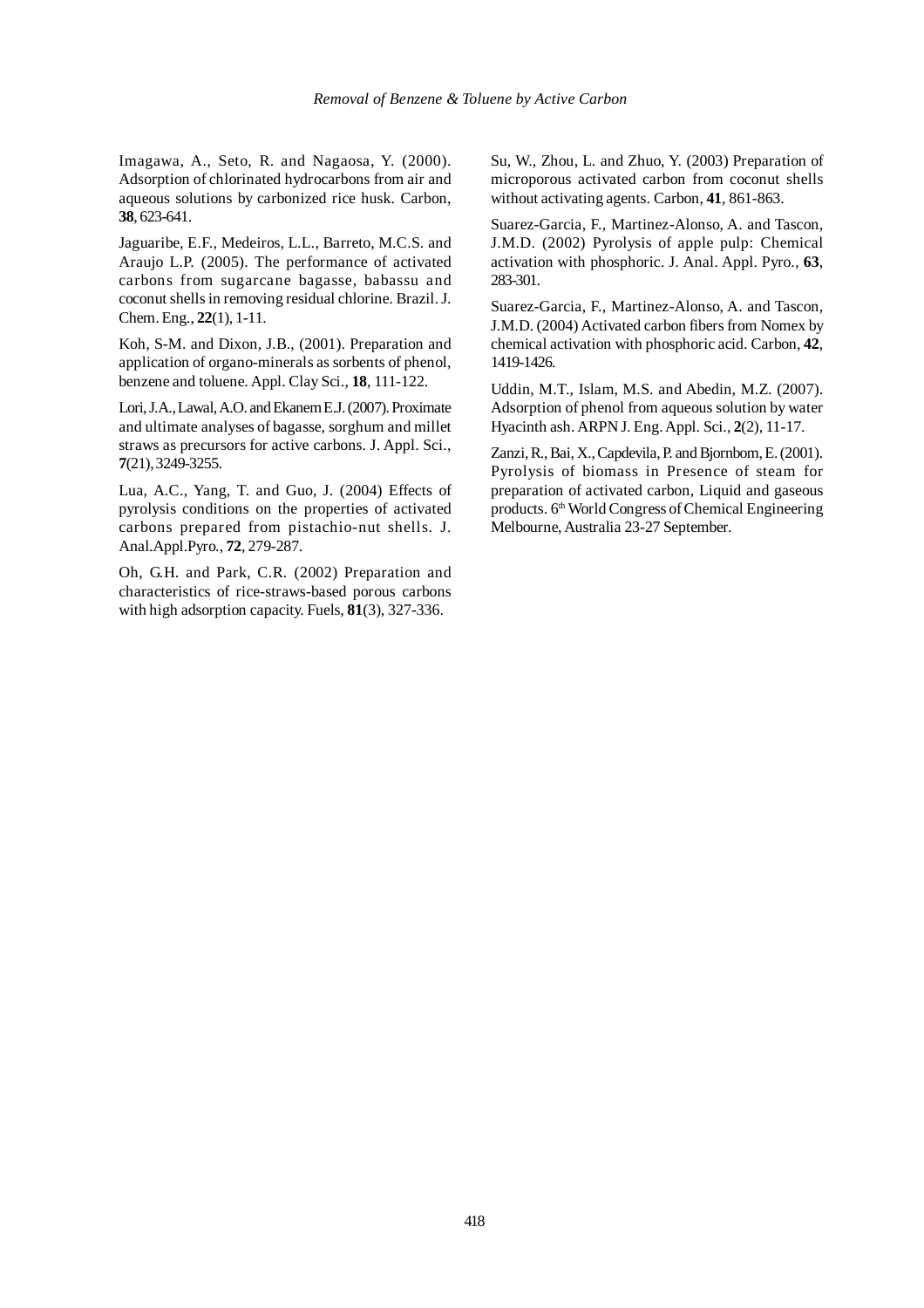Imagawa, A., Seto, R. and Nagaosa, Y. (2000). Adsorption of chlorinated hydrocarbons from air and aqueous solutions by carbonized rice husk. Carbon, **38**, 623-641.

Jaguaribe, E.F., Medeiros, L.L., Barreto, M.C.S. and Araujo L.P. (2005). The performance of activated carbons from sugarcane bagasse, babassu and coconut shells in removing residual chlorine. Brazil. J. Chem. Eng., **22**(1), 1-11.

Koh, S-M. and Dixon, J.B., (2001). Preparation and application of organo-minerals as sorbents of phenol, benzene and toluene. Appl. Clay Sci., **18**, 111-122.

Lori, J.A., Lawal, A.O. and Ekanem E.J. (2007). Proximate and ultimate analyses of bagasse, sorghum and millet straws as precursors for active carbons. J. Appl. Sci., **7**(21), 3249-3255.

Lua, A.C., Yang, T. and Guo, J. (2004) Effects of pyrolysis conditions on the properties of activated carbons prepared from pistachio-nut shells. J. Anal.Appl.Pyro., **72**, 279-287.

Oh, G.H. and Park, C.R. (2002) Preparation and characteristics of rice-straws-based porous carbons with high adsorption capacity. Fuels, **81**(3), 327-336.

Su, W., Zhou, L. and Zhuo, Y. (2003) Preparation of microporous activated carbon from coconut shells without activating agents. Carbon, **41**, 861-863.

Suarez-Garcia, F., Martinez-Alonso, A. and Tascon, J.M.D. (2002) Pyrolysis of apple pulp: Chemical activation with phosphoric. J. Anal. Appl. Pyro., **63**, 283-301.

Suarez-Garcia, F., Martinez-Alonso, A. and Tascon, J.M.D. (2004) Activated carbon fibers from Nomex by chemical activation with phosphoric acid. Carbon, **42**, 1419-1426.

Uddin, M.T., Islam, M.S. and Abedin, M.Z. (2007). Adsorption of phenol from aqueous solution by water Hyacinth ash. ARPN J. Eng. Appl. Sci., **2**(2), 11-17.

Zanzi, R., Bai, X., Capdevila, P. and Bjornbom, E. (2001). Pyrolysis of biomass in Presence of steam for preparation of activated carbon, Liquid and gaseous products. 6th World Congress of Chemical Engineering Melbourne, Australia 23-27 September.